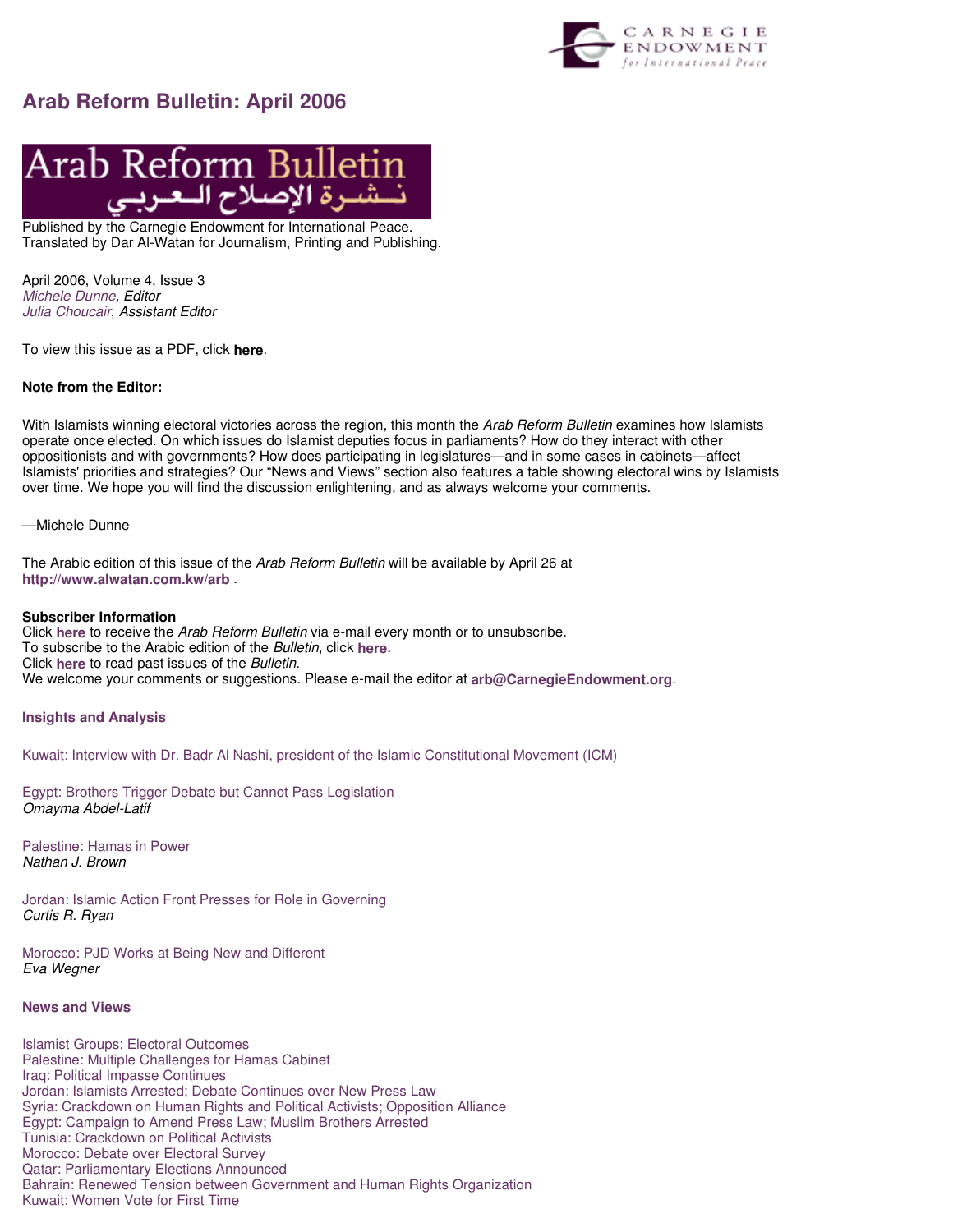# Arab Reform Bulletin: April 2006

Arab Reform Bulletin
نشـرة الإصلاح العـربي

Published by the Carnegie Endowment for International Peace.
Translated by Dar Al-Watan for Journalism, Printing and Publishing.

April 2006, Volume 4, Issue 3
*Michele Dunne, Editor*
*Julia Choucair, Assistant Editor*

To view this issue as a PDF, click **here**.

**Note from the Editor:**

With Islamists winning electoral victories across the region, this month the *Arab Reform Bulletin* examines how Islamists operate once elected. On which issues do Islamist deputies focus in parliaments? How do they interact with other oppositionists and with governments? How does participating in legislatures—and in some cases in cabinets—affect Islamists' priorities and strategies? Our "News and Views" section also features a table showing electoral wins by Islamists over time. We hope you will find the discussion enlightening, and as always welcome your comments.

—Michele Dunne

The Arabic edition of this issue of the *Arab Reform Bulletin* will be available by April 26 at **http://www.alwatan.com.kw/arb** .

**Subscriber Information**
Click **here** to receive the *Arab Reform Bulletin* via e-mail every month or to unsubscribe.
To subscribe to the Arabic edition of the *Bulletin*, click **here**.
Click **here** to read past issues of the *Bulletin*.
We welcome your comments or suggestions. Please e-mail the editor at **arb@CarnegieEndowment.org**.

## Insights and Analysis

Kuwait: Interview with Dr. Badr Al Nashi, president of the Islamic Constitutional Movement (ICM)

Egypt: Brothers Trigger Debate but Cannot Pass Legislation
*Omayma Abdel-Latif*

Palestine: Hamas in Power
*Nathan J. Brown*

Jordan: Islamic Action Front Presses for Role in Governing
*Curtis R. Ryan*

Morocco: PJD Works at Being New and Different
*Eva Wegner*

## News and Views

Islamist Groups: Electoral Outcomes
Palestine: Multiple Challenges for Hamas Cabinet
Iraq: Political Impasse Continues
Jordan: Islamists Arrested; Debate Continues over New Press Law
Syria: Crackdown on Human Rights and Political Activists; Opposition Alliance
Egypt: Campaign to Amend Press Law; Muslim Brothers Arrested
Tunisia: Crackdown on Political Activists
Morocco: Debate over Electoral Survey
Qatar: Parliamentary Elections Announced
Bahrain: Renewed Tension between Government and Human Rights Organization
Kuwait: Women Vote for First Time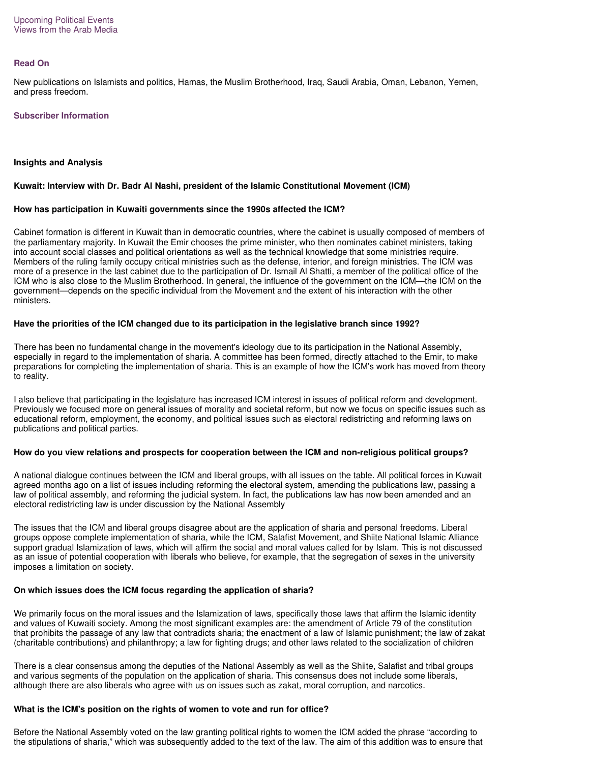Upcoming Political Events
Views from the Arab Media

**Read On**

New publications on Islamists and politics, Hamas, the Muslim Brotherhood, Iraq, Saudi Arabia, Oman, Lebanon, Yemen, and press freedom.

**Subscriber Information**

## Insights and Analysis

### Kuwait: Interview with Dr. Badr Al Nashi, president of the Islamic Constitutional Movement (ICM)

**How has participation in Kuwaiti governments since the 1990s affected the ICM?**

Cabinet formation is different in Kuwait than in democratic countries, where the cabinet is usually composed of members of the parliamentary majority. In Kuwait the Emir chooses the prime minister, who then nominates cabinet ministers, taking into account social classes and political orientations as well as the technical knowledge that some ministries require. Members of the ruling family occupy critical ministries such as the defense, interior, and foreign ministries. The ICM was more of a presence in the last cabinet due to the participation of Dr. Ismail Al Shatti, a member of the political office of the ICM who is also close to the Muslim Brotherhood. In general, the influence of the government on the ICM—the ICM on the government—depends on the specific individual from the Movement and the extent of his interaction with the other ministers.

**Have the priorities of the ICM changed due to its participation in the legislative branch since 1992?**

There has been no fundamental change in the movement's ideology due to its participation in the National Assembly, especially in regard to the implementation of sharia. A committee has been formed, directly attached to the Emir, to make preparations for completing the implementation of sharia. This is an example of how the ICM's work has moved from theory to reality.

I also believe that participating in the legislature has increased ICM interest in issues of political reform and development. Previously we focused more on general issues of morality and societal reform, but now we focus on specific issues such as educational reform, employment, the economy, and political issues such as electoral redistricting and reforming laws on publications and political parties.

**How do you view relations and prospects for cooperation between the ICM and non-religious political groups?**

A national dialogue continues between the ICM and liberal groups, with all issues on the table. All political forces in Kuwait agreed months ago on a list of issues including reforming the electoral system, amending the publications law, passing a law of political assembly, and reforming the judicial system. In fact, the publications law has now been amended and an electoral redistricting law is under discussion by the National Assembly

The issues that the ICM and liberal groups disagree about are the application of sharia and personal freedoms. Liberal groups oppose complete implementation of sharia, while the ICM, Salafist Movement, and Shiite National Islamic Alliance support gradual Islamization of laws, which will affirm the social and moral values called for by Islam. This is not discussed as an issue of potential cooperation with liberals who believe, for example, that the segregation of sexes in the university imposes a limitation on society.

**On which issues does the ICM focus regarding the application of sharia?**

We primarily focus on the moral issues and the Islamization of laws, specifically those laws that affirm the Islamic identity and values of Kuwaiti society. Among the most significant examples are: the amendment of Article 79 of the constitution that prohibits the passage of any law that contradicts sharia; the enactment of a law of Islamic punishment; the law of zakat (charitable contributions) and philanthropy; a law for fighting drugs; and other laws related to the socialization of children

There is a clear consensus among the deputies of the National Assembly as well as the Shiite, Salafist and tribal groups and various segments of the population on the application of sharia. This consensus does not include some liberals, although there are also liberals who agree with us on issues such as zakat, moral corruption, and narcotics.

**What is the ICM's position on the rights of women to vote and run for office?**

Before the National Assembly voted on the law granting political rights to women the ICM added the phrase "according to the stipulations of sharia," which was subsequently added to the text of the law. The aim of this addition was to ensure that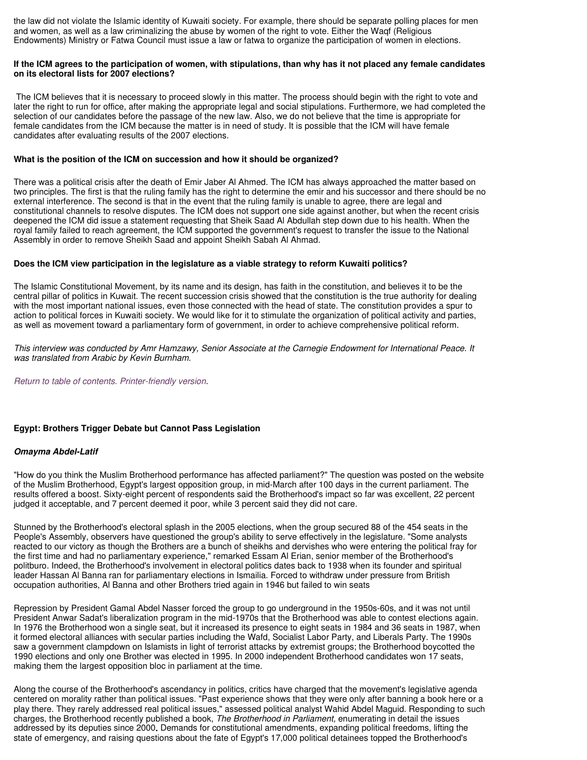the law did not violate the Islamic identity of Kuwaiti society. For example, there should be separate polling places for men and women, as well as a law criminalizing the abuse by women of the right to vote. Either the Waqf (Religious Endowments) Ministry or Fatwa Council must issue a law or fatwa to organize the participation of women in elections.

**If the ICM agrees to the participation of women, with stipulations, than why has it not placed any female candidates on its electoral lists for 2007 elections?**

The ICM believes that it is necessary to proceed slowly in this matter. The process should begin with the right to vote and later the right to run for office, after making the appropriate legal and social stipulations. Furthermore, we had completed the selection of our candidates before the passage of the new law. Also, we do not believe that the time is appropriate for female candidates from the ICM because the matter is in need of study. It is possible that the ICM will have female candidates after evaluating results of the 2007 elections.

**What is the position of the ICM on succession and how it should be organized?**

There was a political crisis after the death of Emir Jaber Al Ahmed. The ICM has always approached the matter based on two principles. The first is that the ruling family has the right to determine the emir and his successor and there should be no external interference. The second is that in the event that the ruling family is unable to agree, there are legal and constitutional channels to resolve disputes. The ICM does not support one side against another, but when the recent crisis deepened the ICM did issue a statement requesting that Sheik Saad Al Abdullah step down due to his health. When the royal family failed to reach agreement, the ICM supported the government's request to transfer the issue to the National Assembly in order to remove Sheikh Saad and appoint Sheikh Sabah Al Ahmad.

**Does the ICM view participation in the legislature as a viable strategy to reform Kuwaiti politics?**

The Islamic Constitutional Movement, by its name and its design, has faith in the constitution, and believes it to be the central pillar of politics in Kuwait. The recent succession crisis showed that the constitution is the true authority for dealing with the most important national issues, even those connected with the head of state. The constitution provides a spur to action to political forces in Kuwaiti society. We would like for it to stimulate the organization of political activity and parties, as well as movement toward a parliamentary form of government, in order to achieve comprehensive political reform.

*This interview was conducted by Amr Hamzawy, Senior Associate at the Carnegie Endowment for International Peace. It was translated from Arabic by Kevin Burnham.*

*Return to table of contents. Printer-friendly version.*

## Egypt: Brothers Trigger Debate but Cannot Pass Legislation

***Omayma Abdel-Latif***

"How do you think the Muslim Brotherhood performance has affected parliament?" The question was posted on the website of the Muslim Brotherhood, Egypt's largest opposition group, in mid-March after 100 days in the current parliament. The results offered a boost. Sixty-eight percent of respondents said the Brotherhood's impact so far was excellent, 22 percent judged it acceptable, and 7 percent deemed it poor, while 3 percent said they did not care.

Stunned by the Brotherhood's electoral splash in the 2005 elections, when the group secured 88 of the 454 seats in the People's Assembly, observers have questioned the group's ability to serve effectively in the legislature. "Some analysts reacted to our victory as though the Brothers are a bunch of sheikhs and dervishes who were entering the political fray for the first time and had no parliamentary experience," remarked Essam Al Erian, senior member of the Brotherhood's politburo. Indeed, the Brotherhood's involvement in electoral politics dates back to 1938 when its founder and spiritual leader Hassan Al Banna ran for parliamentary elections in Ismailia. Forced to withdraw under pressure from British occupation authorities, Al Banna and other Brothers tried again in 1946 but failed to win seats

Repression by President Gamal Abdel Nasser forced the group to go underground in the 1950s-60s, and it was not until President Anwar Sadat's liberalization program in the mid-1970s that the Brotherhood was able to contest elections again. In 1976 the Brotherhood won a single seat, but it increased its presence to eight seats in 1984 and 36 seats in 1987, when it formed electoral alliances with secular parties including the Wafd, Socialist Labor Party, and Liberals Party. The 1990s saw a government clampdown on Islamists in light of terrorist attacks by extremist groups; the Brotherhood boycotted the 1990 elections and only one Brother was elected in 1995. In 2000 independent Brotherhood candidates won 17 seats, making them the largest opposition bloc in parliament at the time.

Along the course of the Brotherhood's ascendancy in politics, critics have charged that the movement's legislative agenda centered on morality rather than political issues. "Past experience shows that they were only after banning a book here or a play there. They rarely addressed real political issues," assessed political analyst Wahid Abdel Maguid. Responding to such charges, the Brotherhood recently published a book, *The Brotherhood in Parliament,* enumerating in detail the issues addressed by its deputies since 2000**.** Demands for constitutional amendments, expanding political freedoms, lifting the state of emergency, and raising questions about the fate of Egypt's 17,000 political detainees topped the Brotherhood's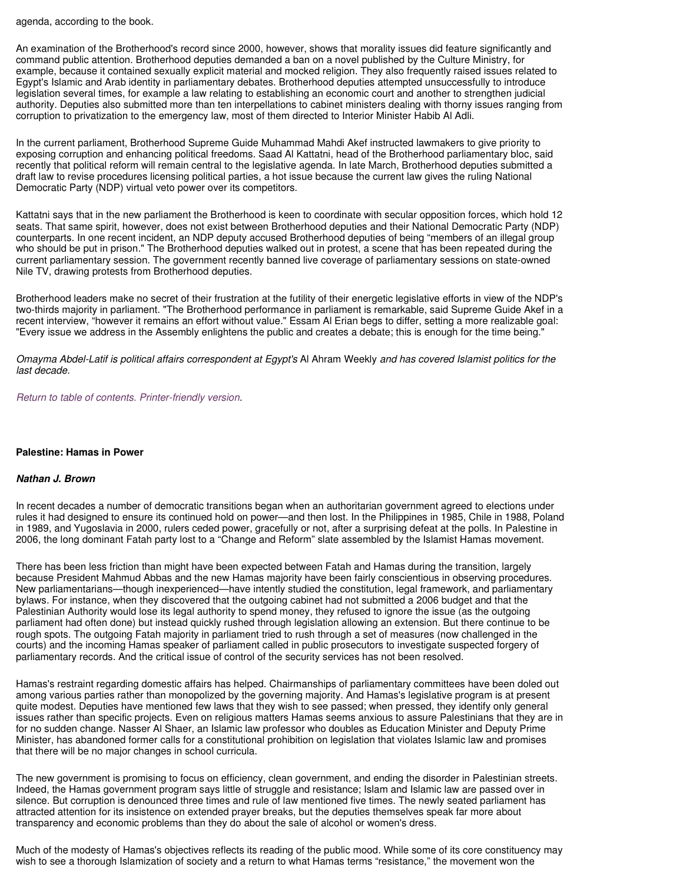agenda, according to the book.

An examination of the Brotherhood's record since 2000, however, shows that morality issues did feature significantly and command public attention. Brotherhood deputies demanded a ban on a novel published by the Culture Ministry, for example, because it contained sexually explicit material and mocked religion. They also frequently raised issues related to Egypt's Islamic and Arab identity in parliamentary debates. Brotherhood deputies attempted unsuccessfully to introduce legislation several times, for example a law relating to establishing an economic court and another to strengthen judicial authority. Deputies also submitted more than ten interpellations to cabinet ministers dealing with thorny issues ranging from corruption to privatization to the emergency law, most of them directed to Interior Minister Habib Al Adli.

In the current parliament, Brotherhood Supreme Guide Muhammad Mahdi Akef instructed lawmakers to give priority to exposing corruption and enhancing political freedoms. Saad Al Kattatni, head of the Brotherhood parliamentary bloc, said recently that political reform will remain central to the legislative agenda. In late March, Brotherhood deputies submitted a draft law to revise procedures licensing political parties, a hot issue because the current law gives the ruling National Democratic Party (NDP) virtual veto power over its competitors.

Kattatni says that in the new parliament the Brotherhood is keen to coordinate with secular opposition forces, which hold 12 seats. That same spirit, however, does not exist between Brotherhood deputies and their National Democratic Party (NDP) counterparts. In one recent incident, an NDP deputy accused Brotherhood deputies of being "members of an illegal group who should be put in prison." The Brotherhood deputies walked out in protest, a scene that has been repeated during the current parliamentary session. The government recently banned live coverage of parliamentary sessions on state-owned Nile TV, drawing protests from Brotherhood deputies.

Brotherhood leaders make no secret of their frustration at the futility of their energetic legislative efforts in view of the NDP's two-thirds majority in parliament. "The Brotherhood performance in parliament is remarkable, said Supreme Guide Akef in a recent interview, "however it remains an effort without value." Essam Al Erian begs to differ, setting a more realizable goal: "Every issue we address in the Assembly enlightens the public and creates a debate; this is enough for the time being."

*Omayma Abdel-Latif is political affairs correspondent at Egypt's* Al Ahram Weekly *and has covered Islamist politics for the last decade.*

*Return to table of contents. Printer-friendly version.*

**Palestine: Hamas in Power**

***Nathan J. Brown***

In recent decades a number of democratic transitions began when an authoritarian government agreed to elections under rules it had designed to ensure its continued hold on power—and then lost. In the Philippines in 1985, Chile in 1988, Poland in 1989, and Yugoslavia in 2000, rulers ceded power, gracefully or not, after a surprising defeat at the polls. In Palestine in 2006, the long dominant Fatah party lost to a "Change and Reform" slate assembled by the Islamist Hamas movement.

There has been less friction than might have been expected between Fatah and Hamas during the transition, largely because President Mahmud Abbas and the new Hamas majority have been fairly conscientious in observing procedures. New parliamentarians—though inexperienced—have intently studied the constitution, legal framework, and parliamentary bylaws. For instance, when they discovered that the outgoing cabinet had not submitted a 2006 budget and that the Palestinian Authority would lose its legal authority to spend money, they refused to ignore the issue (as the outgoing parliament had often done) but instead quickly rushed through legislation allowing an extension. But there continue to be rough spots. The outgoing Fatah majority in parliament tried to rush through a set of measures (now challenged in the courts) and the incoming Hamas speaker of parliament called in public prosecutors to investigate suspected forgery of parliamentary records. And the critical issue of control of the security services has not been resolved.

Hamas's restraint regarding domestic affairs has helped. Chairmanships of parliamentary committees have been doled out among various parties rather than monopolized by the governing majority. And Hamas's legislative program is at present quite modest. Deputies have mentioned few laws that they wish to see passed; when pressed, they identify only general issues rather than specific projects. Even on religious matters Hamas seems anxious to assure Palestinians that they are in for no sudden change. Nasser Al Shaer, an Islamic law professor who doubles as Education Minister and Deputy Prime Minister, has abandoned former calls for a constitutional prohibition on legislation that violates Islamic law and promises that there will be no major changes in school curricula.

The new government is promising to focus on efficiency, clean government, and ending the disorder in Palestinian streets. Indeed, the Hamas government program says little of struggle and resistance; Islam and Islamic law are passed over in silence. But corruption is denounced three times and rule of law mentioned five times. The newly seated parliament has attracted attention for its insistence on extended prayer breaks, but the deputies themselves speak far more about transparency and economic problems than they do about the sale of alcohol or women's dress.

Much of the modesty of Hamas's objectives reflects its reading of the public mood. While some of its core constituency may wish to see a thorough Islamization of society and a return to what Hamas terms "resistance," the movement won the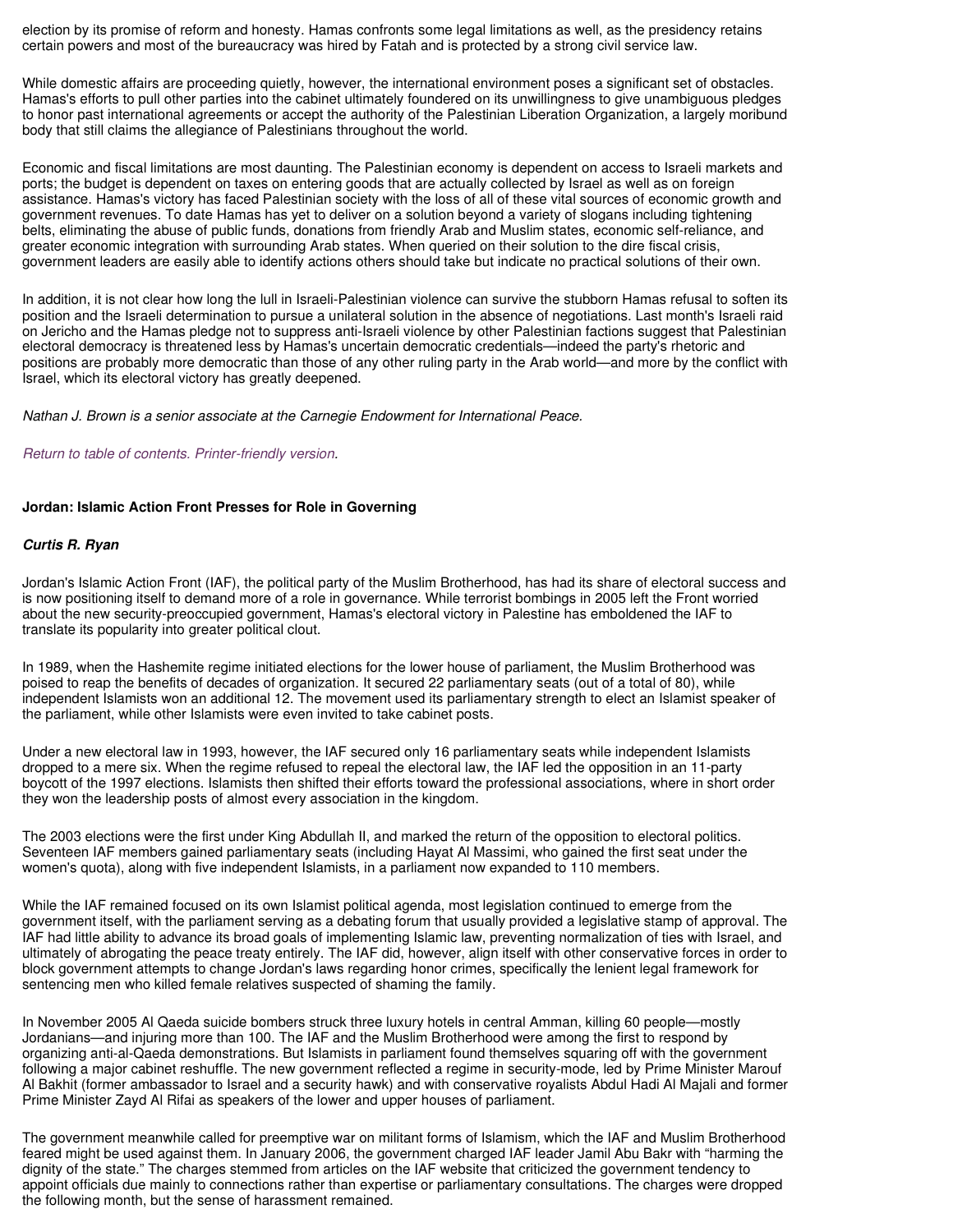election by its promise of reform and honesty. Hamas confronts some legal limitations as well, as the presidency retains certain powers and most of the bureaucracy was hired by Fatah and is protected by a strong civil service law.

While domestic affairs are proceeding quietly, however, the international environment poses a significant set of obstacles. Hamas's efforts to pull other parties into the cabinet ultimately foundered on its unwillingness to give unambiguous pledges to honor past international agreements or accept the authority of the Palestinian Liberation Organization, a largely moribund body that still claims the allegiance of Palestinians throughout the world.

Economic and fiscal limitations are most daunting. The Palestinian economy is dependent on access to Israeli markets and ports; the budget is dependent on taxes on entering goods that are actually collected by Israel as well as on foreign assistance. Hamas's victory has faced Palestinian society with the loss of all of these vital sources of economic growth and government revenues. To date Hamas has yet to deliver on a solution beyond a variety of slogans including tightening belts, eliminating the abuse of public funds, donations from friendly Arab and Muslim states, economic self-reliance, and greater economic integration with surrounding Arab states. When queried on their solution to the dire fiscal crisis, government leaders are easily able to identify actions others should take but indicate no practical solutions of their own.

In addition, it is not clear how long the lull in Israeli-Palestinian violence can survive the stubborn Hamas refusal to soften its position and the Israeli determination to pursue a unilateral solution in the absence of negotiations. Last month's Israeli raid on Jericho and the Hamas pledge not to suppress anti-Israeli violence by other Palestinian factions suggest that Palestinian electoral democracy is threatened less by Hamas's uncertain democratic credentials—indeed the party's rhetoric and positions are probably more democratic than those of any other ruling party in the Arab world—and more by the conflict with Israel, which its electoral victory has greatly deepened.

*Nathan J. Brown is a senior associate at the Carnegie Endowment for International Peace.*

*Return to table of contents. Printer-friendly version.*

**Jordan: Islamic Action Front Presses for Role in Governing**

***Curtis R. Ryan***

Jordan's Islamic Action Front (IAF), the political party of the Muslim Brotherhood, has had its share of electoral success and is now positioning itself to demand more of a role in governance. While terrorist bombings in 2005 left the Front worried about the new security-preoccupied government, Hamas's electoral victory in Palestine has emboldened the IAF to translate its popularity into greater political clout.

In 1989, when the Hashemite regime initiated elections for the lower house of parliament, the Muslim Brotherhood was poised to reap the benefits of decades of organization. It secured 22 parliamentary seats (out of a total of 80), while independent Islamists won an additional 12. The movement used its parliamentary strength to elect an Islamist speaker of the parliament, while other Islamists were even invited to take cabinet posts.

Under a new electoral law in 1993, however, the IAF secured only 16 parliamentary seats while independent Islamists dropped to a mere six. When the regime refused to repeal the electoral law, the IAF led the opposition in an 11-party boycott of the 1997 elections. Islamists then shifted their efforts toward the professional associations, where in short order they won the leadership posts of almost every association in the kingdom.

The 2003 elections were the first under King Abdullah II, and marked the return of the opposition to electoral politics. Seventeen IAF members gained parliamentary seats (including Hayat Al Massimi, who gained the first seat under the women's quota), along with five independent Islamists, in a parliament now expanded to 110 members.

While the IAF remained focused on its own Islamist political agenda, most legislation continued to emerge from the government itself, with the parliament serving as a debating forum that usually provided a legislative stamp of approval. The IAF had little ability to advance its broad goals of implementing Islamic law, preventing normalization of ties with Israel, and ultimately of abrogating the peace treaty entirely. The IAF did, however, align itself with other conservative forces in order to block government attempts to change Jordan's laws regarding honor crimes, specifically the lenient legal framework for sentencing men who killed female relatives suspected of shaming the family.

In November 2005 Al Qaeda suicide bombers struck three luxury hotels in central Amman, killing 60 people—mostly Jordanians—and injuring more than 100. The IAF and the Muslim Brotherhood were among the first to respond by organizing anti-al-Qaeda demonstrations. But Islamists in parliament found themselves squaring off with the government following a major cabinet reshuffle. The new government reflected a regime in security-mode, led by Prime Minister Marouf Al Bakhit (former ambassador to Israel and a security hawk) and with conservative royalists Abdul Hadi Al Majali and former Prime Minister Zayd Al Rifai as speakers of the lower and upper houses of parliament.

The government meanwhile called for preemptive war on militant forms of Islamism, which the IAF and Muslim Brotherhood feared might be used against them. In January 2006, the government charged IAF leader Jamil Abu Bakr with "harming the dignity of the state." The charges stemmed from articles on the IAF website that criticized the government tendency to appoint officials due mainly to connections rather than expertise or parliamentary consultations. The charges were dropped the following month, but the sense of harassment remained.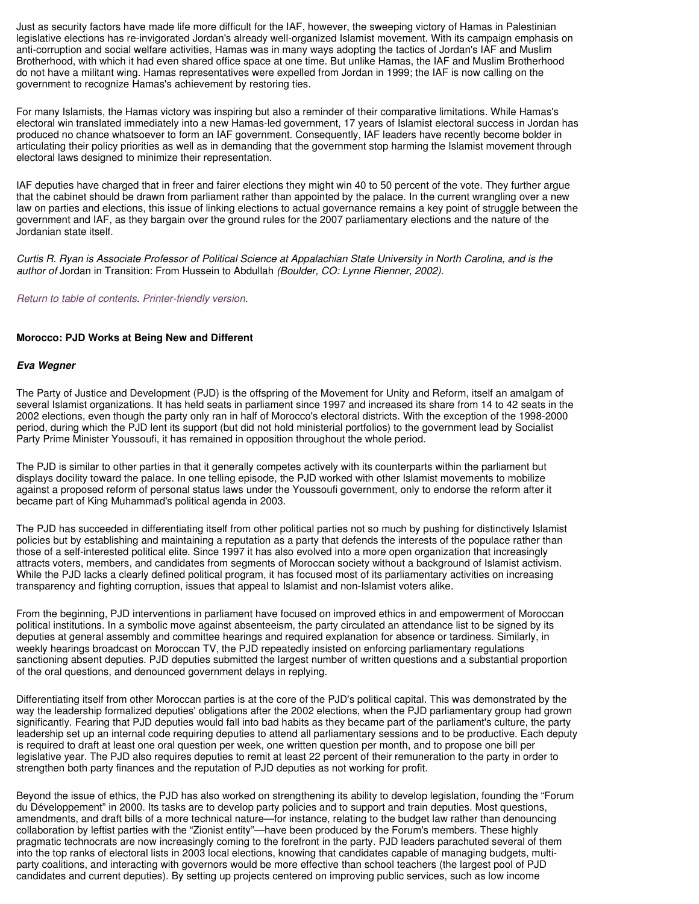Just as security factors have made life more difficult for the IAF, however, the sweeping victory of Hamas in Palestinian legislative elections has re-invigorated Jordan's already well-organized Islamist movement. With its campaign emphasis on anti-corruption and social welfare activities, Hamas was in many ways adopting the tactics of Jordan's IAF and Muslim Brotherhood, with which it had even shared office space at one time. But unlike Hamas, the IAF and Muslim Brotherhood do not have a militant wing. Hamas representatives were expelled from Jordan in 1999; the IAF is now calling on the government to recognize Hamas's achievement by restoring ties.

For many Islamists, the Hamas victory was inspiring but also a reminder of their comparative limitations. While Hamas's electoral win translated immediately into a new Hamas-led government, 17 years of Islamist electoral success in Jordan has produced no chance whatsoever to form an IAF government. Consequently, IAF leaders have recently become bolder in articulating their policy priorities as well as in demanding that the government stop harming the Islamist movement through electoral laws designed to minimize their representation.

IAF deputies have charged that in freer and fairer elections they might win 40 to 50 percent of the vote. They further argue that the cabinet should be drawn from parliament rather than appointed by the palace. In the current wrangling over a new law on parties and elections, this issue of linking elections to actual governance remains a key point of struggle between the government and IAF, as they bargain over the ground rules for the 2007 parliamentary elections and the nature of the Jordanian state itself.

*Curtis R. Ryan is Associate Professor of Political Science at Appalachian State University in North Carolina, and is the author of* Jordan in Transition: From Hussein to Abdullah *(Boulder, CO: Lynne Rienner, 2002).*

*Return to table of contents. Printer-friendly version.*

**Morocco: PJD Works at Being New and Different**

***Eva Wegner***

The Party of Justice and Development (PJD) is the offspring of the Movement for Unity and Reform, itself an amalgam of several Islamist organizations. It has held seats in parliament since 1997 and increased its share from 14 to 42 seats in the 2002 elections, even though the party only ran in half of Morocco's electoral districts. With the exception of the 1998-2000 period, during which the PJD lent its support (but did not hold ministerial portfolios) to the government lead by Socialist Party Prime Minister Youssoufi, it has remained in opposition throughout the whole period.

The PJD is similar to other parties in that it generally competes actively with its counterparts within the parliament but displays docility toward the palace. In one telling episode, the PJD worked with other Islamist movements to mobilize against a proposed reform of personal status laws under the Youssoufi government, only to endorse the reform after it became part of King Muhammad's political agenda in 2003.

The PJD has succeeded in differentiating itself from other political parties not so much by pushing for distinctively Islamist policies but by establishing and maintaining a reputation as a party that defends the interests of the populace rather than those of a self-interested political elite. Since 1997 it has also evolved into a more open organization that increasingly attracts voters, members, and candidates from segments of Moroccan society without a background of Islamist activism. While the PJD lacks a clearly defined political program, it has focused most of its parliamentary activities on increasing transparency and fighting corruption, issues that appeal to Islamist and non-Islamist voters alike.

From the beginning, PJD interventions in parliament have focused on improved ethics in and empowerment of Moroccan political institutions. In a symbolic move against absenteeism, the party circulated an attendance list to be signed by its deputies at general assembly and committee hearings and required explanation for absence or tardiness. Similarly, in weekly hearings broadcast on Moroccan TV, the PJD repeatedly insisted on enforcing parliamentary regulations sanctioning absent deputies. PJD deputies submitted the largest number of written questions and a substantial proportion of the oral questions, and denounced government delays in replying.

Differentiating itself from other Moroccan parties is at the core of the PJD's political capital. This was demonstrated by the way the leadership formalized deputies' obligations after the 2002 elections, when the PJD parliamentary group had grown significantly. Fearing that PJD deputies would fall into bad habits as they became part of the parliament's culture, the party leadership set up an internal code requiring deputies to attend all parliamentary sessions and to be productive. Each deputy is required to draft at least one oral question per week, one written question per month, and to propose one bill per legislative year. The PJD also requires deputies to remit at least 22 percent of their remuneration to the party in order to strengthen both party finances and the reputation of PJD deputies as not working for profit.

Beyond the issue of ethics, the PJD has also worked on strengthening its ability to develop legislation, founding the "Forum du Développement" in 2000. Its tasks are to develop party policies and to support and train deputies. Most questions, amendments, and draft bills of a more technical nature—for instance, relating to the budget law rather than denouncing collaboration by leftist parties with the "Zionist entity"—have been produced by the Forum's members. These highly pragmatic technocrats are now increasingly coming to the forefront in the party. PJD leaders parachuted several of them into the top ranks of electoral lists in 2003 local elections, knowing that candidates capable of managing budgets, multi-party coalitions, and interacting with governors would be more effective than school teachers (the largest pool of PJD candidates and current deputies). By setting up projects centered on improving public services, such as low income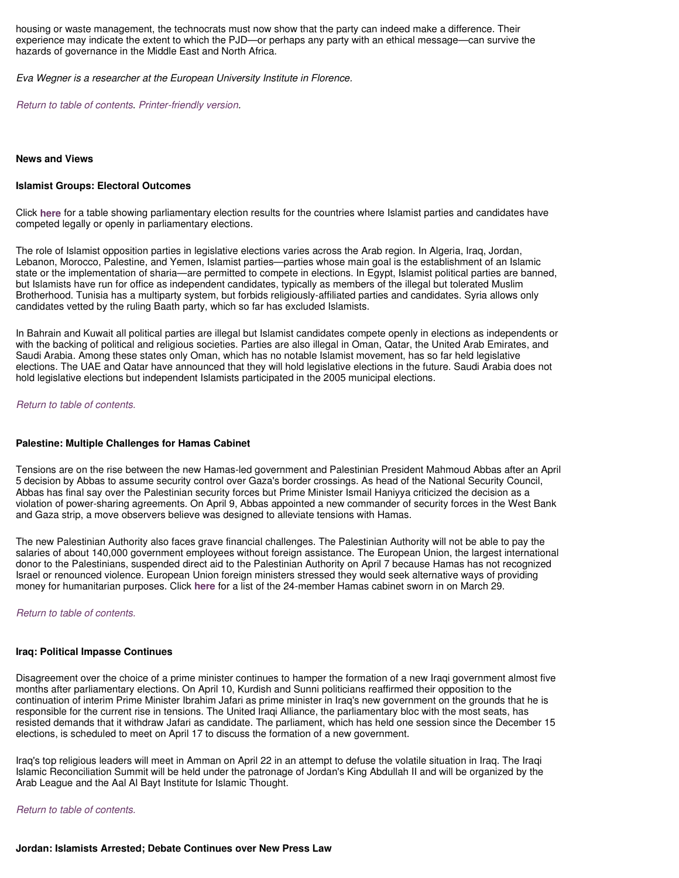housing or waste management, the technocrats must now show that the party can indeed make a difference. Their experience may indicate the extent to which the PJD—or perhaps any party with an ethical message—can survive the hazards of governance in the Middle East and North Africa.

*Eva Wegner is a researcher at the European University Institute in Florence.*

*Return to table of contents. Printer-friendly version.*

**News and Views**

**Islamist Groups: Electoral Outcomes**

Click **here** for a table showing parliamentary election results for the countries where Islamist parties and candidates have competed legally or openly in parliamentary elections.

The role of Islamist opposition parties in legislative elections varies across the Arab region. In Algeria, Iraq, Jordan, Lebanon, Morocco, Palestine, and Yemen, Islamist parties—parties whose main goal is the establishment of an Islamic state or the implementation of sharia—are permitted to compete in elections. In Egypt, Islamist political parties are banned, but Islamists have run for office as independent candidates, typically as members of the illegal but tolerated Muslim Brotherhood. Tunisia has a multiparty system, but forbids religiously-affiliated parties and candidates. Syria allows only candidates vetted by the ruling Baath party, which so far has excluded Islamists.

In Bahrain and Kuwait all political parties are illegal but Islamist candidates compete openly in elections as independents or with the backing of political and religious societies. Parties are also illegal in Oman, Qatar, the United Arab Emirates, and Saudi Arabia. Among these states only Oman, which has no notable Islamist movement, has so far held legislative elections. The UAE and Qatar have announced that they will hold legislative elections in the future. Saudi Arabia does not hold legislative elections but independent Islamists participated in the 2005 municipal elections.

*Return to table of contents.*

**Palestine: Multiple Challenges for Hamas Cabinet**

Tensions are on the rise between the new Hamas-led government and Palestinian President Mahmoud Abbas after an April 5 decision by Abbas to assume security control over Gaza's border crossings. As head of the National Security Council, Abbas has final say over the Palestinian security forces but Prime Minister Ismail Haniyya criticized the decision as a violation of power-sharing agreements. On April 9, Abbas appointed a new commander of security forces in the West Bank and Gaza strip, a move observers believe was designed to alleviate tensions with Hamas.

The new Palestinian Authority also faces grave financial challenges. The Palestinian Authority will not be able to pay the salaries of about 140,000 government employees without foreign assistance. The European Union, the largest international donor to the Palestinians, suspended direct aid to the Palestinian Authority on April 7 because Hamas has not recognized Israel or renounced violence. European Union foreign ministers stressed they would seek alternative ways of providing money for humanitarian purposes. Click **here** for a list of the 24-member Hamas cabinet sworn in on March 29.

*Return to table of contents.*

**Iraq: Political Impasse Continues**

Disagreement over the choice of a prime minister continues to hamper the formation of a new Iraqi government almost five months after parliamentary elections. On April 10, Kurdish and Sunni politicians reaffirmed their opposition to the continuation of interim Prime Minister Ibrahim Jafari as prime minister in Iraq's new government on the grounds that he is responsible for the current rise in tensions. The United Iraqi Alliance, the parliamentary bloc with the most seats, has resisted demands that it withdraw Jafari as candidate. The parliament, which has held one session since the December 15 elections, is scheduled to meet on April 17 to discuss the formation of a new government.

Iraq's top religious leaders will meet in Amman on April 22 in an attempt to defuse the volatile situation in Iraq. The Iraqi Islamic Reconciliation Summit will be held under the patronage of Jordan's King Abdullah II and will be organized by the Arab League and the Aal Al Bayt Institute for Islamic Thought.

*Return to table of contents.*

**Jordan: Islamists Arrested; Debate Continues over New Press Law**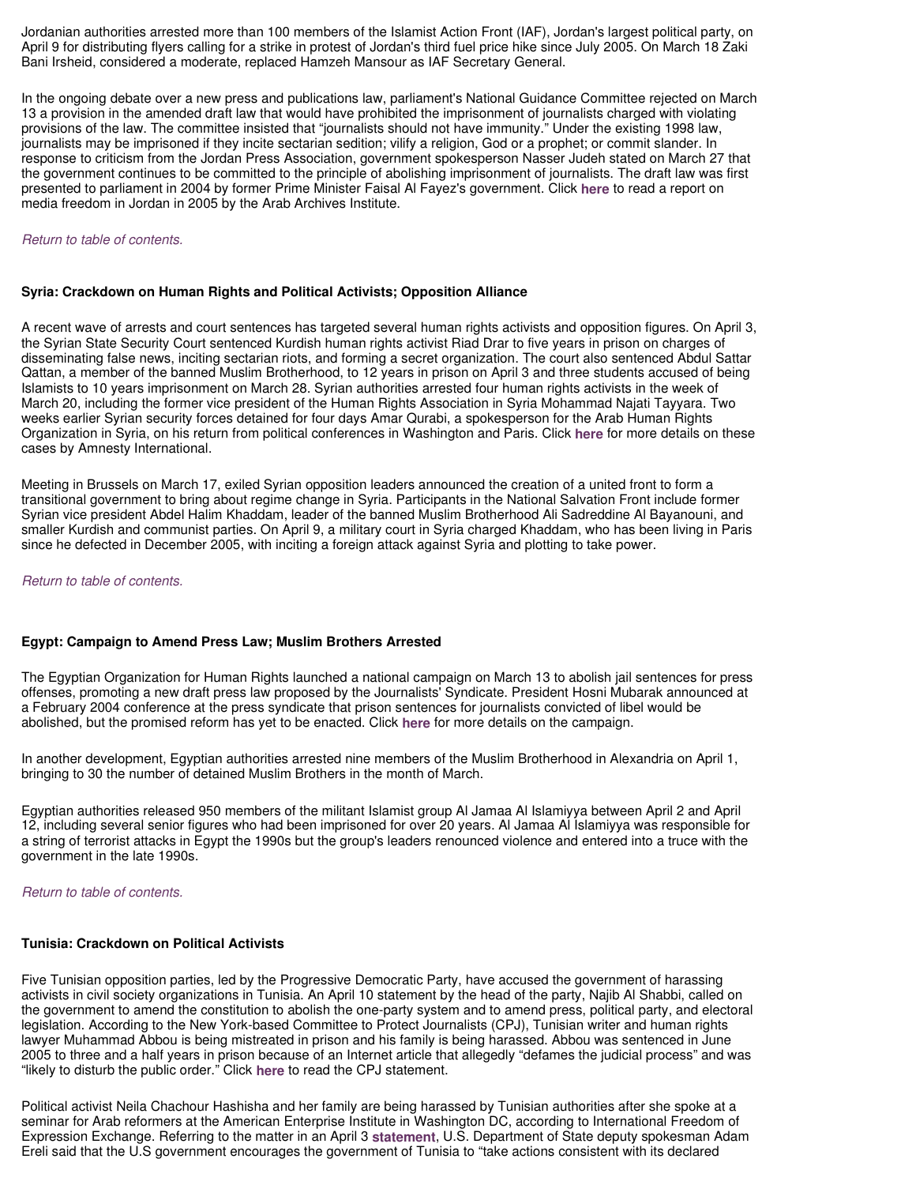Jordanian authorities arrested more than 100 members of the Islamist Action Front (IAF), Jordan's largest political party, on April 9 for distributing flyers calling for a strike in protest of Jordan's third fuel price hike since July 2005. On March 18 Zaki Bani Irsheid, considered a moderate, replaced Hamzeh Mansour as IAF Secretary General.

In the ongoing debate over a new press and publications law, parliament's National Guidance Committee rejected on March 13 a provision in the amended draft law that would have prohibited the imprisonment of journalists charged with violating provisions of the law. The committee insisted that "journalists should not have immunity." Under the existing 1998 law, journalists may be imprisoned if they incite sectarian sedition; vilify a religion, God or a prophet; or commit slander. In response to criticism from the Jordan Press Association, government spokesperson Nasser Judeh stated on March 27 that the government continues to be committed to the principle of abolishing imprisonment of journalists. The draft law was first presented to parliament in 2004 by former Prime Minister Faisal Al Fayez's government. Click **here** to read a report on media freedom in Jordan in 2005 by the Arab Archives Institute.

*Return to table of contents.*

**Syria: Crackdown on Human Rights and Political Activists; Opposition Alliance**

A recent wave of arrests and court sentences has targeted several human rights activists and opposition figures. On April 3, the Syrian State Security Court sentenced Kurdish human rights activist Riad Drar to five years in prison on charges of disseminating false news, inciting sectarian riots, and forming a secret organization. The court also sentenced Abdul Sattar Qattan, a member of the banned Muslim Brotherhood, to 12 years in prison on April 3 and three students accused of being Islamists to 10 years imprisonment on March 28. Syrian authorities arrested four human rights activists in the week of March 20, including the former vice president of the Human Rights Association in Syria Mohammad Najati Tayyara. Two weeks earlier Syrian security forces detained for four days Amar Qurabi, a spokesperson for the Arab Human Rights Organization in Syria, on his return from political conferences in Washington and Paris. Click **here** for more details on these cases by Amnesty International.

Meeting in Brussels on March 17, exiled Syrian opposition leaders announced the creation of a united front to form a transitional government to bring about regime change in Syria. Participants in the National Salvation Front include former Syrian vice president Abdel Halim Khaddam, leader of the banned Muslim Brotherhood Ali Sadreddine Al Bayanouni, and smaller Kurdish and communist parties. On April 9, a military court in Syria charged Khaddam, who has been living in Paris since he defected in December 2005, with inciting a foreign attack against Syria and plotting to take power.

*Return to table of contents.*

**Egypt: Campaign to Amend Press Law; Muslim Brothers Arrested**

The Egyptian Organization for Human Rights launched a national campaign on March 13 to abolish jail sentences for press offenses, promoting a new draft press law proposed by the Journalists' Syndicate. President Hosni Mubarak announced at a February 2004 conference at the press syndicate that prison sentences for journalists convicted of libel would be abolished, but the promised reform has yet to be enacted. Click **here** for more details on the campaign.

In another development, Egyptian authorities arrested nine members of the Muslim Brotherhood in Alexandria on April 1, bringing to 30 the number of detained Muslim Brothers in the month of March.

Egyptian authorities released 950 members of the militant Islamist group Al Jamaa Al Islamiyya between April 2 and April 12, including several senior figures who had been imprisoned for over 20 years. Al Jamaa Al Islamiyya was responsible for a string of terrorist attacks in Egypt the 1990s but the group's leaders renounced violence and entered into a truce with the government in the late 1990s.

*Return to table of contents.*

**Tunisia: Crackdown on Political Activists**

Five Tunisian opposition parties, led by the Progressive Democratic Party, have accused the government of harassing activists in civil society organizations in Tunisia. An April 10 statement by the head of the party, Najib Al Shabbi, called on the government to amend the constitution to abolish the one-party system and to amend press, political party, and electoral legislation. According to the New York-based Committee to Protect Journalists (CPJ), Tunisian writer and human rights lawyer Muhammad Abbou is being mistreated in prison and his family is being harassed. Abbou was sentenced in June 2005 to three and a half years in prison because of an Internet article that allegedly "defames the judicial process" and was "likely to disturb the public order." Click **here** to read the CPJ statement.

Political activist Neila Chachour Hashisha and her family are being harassed by Tunisian authorities after she spoke at a seminar for Arab reformers at the American Enterprise Institute in Washington DC, according to International Freedom of Expression Exchange. Referring to the matter in an April 3 **statement**, U.S. Department of State deputy spokesman Adam Ereli said that the U.S government encourages the government of Tunisia to "take actions consistent with its declared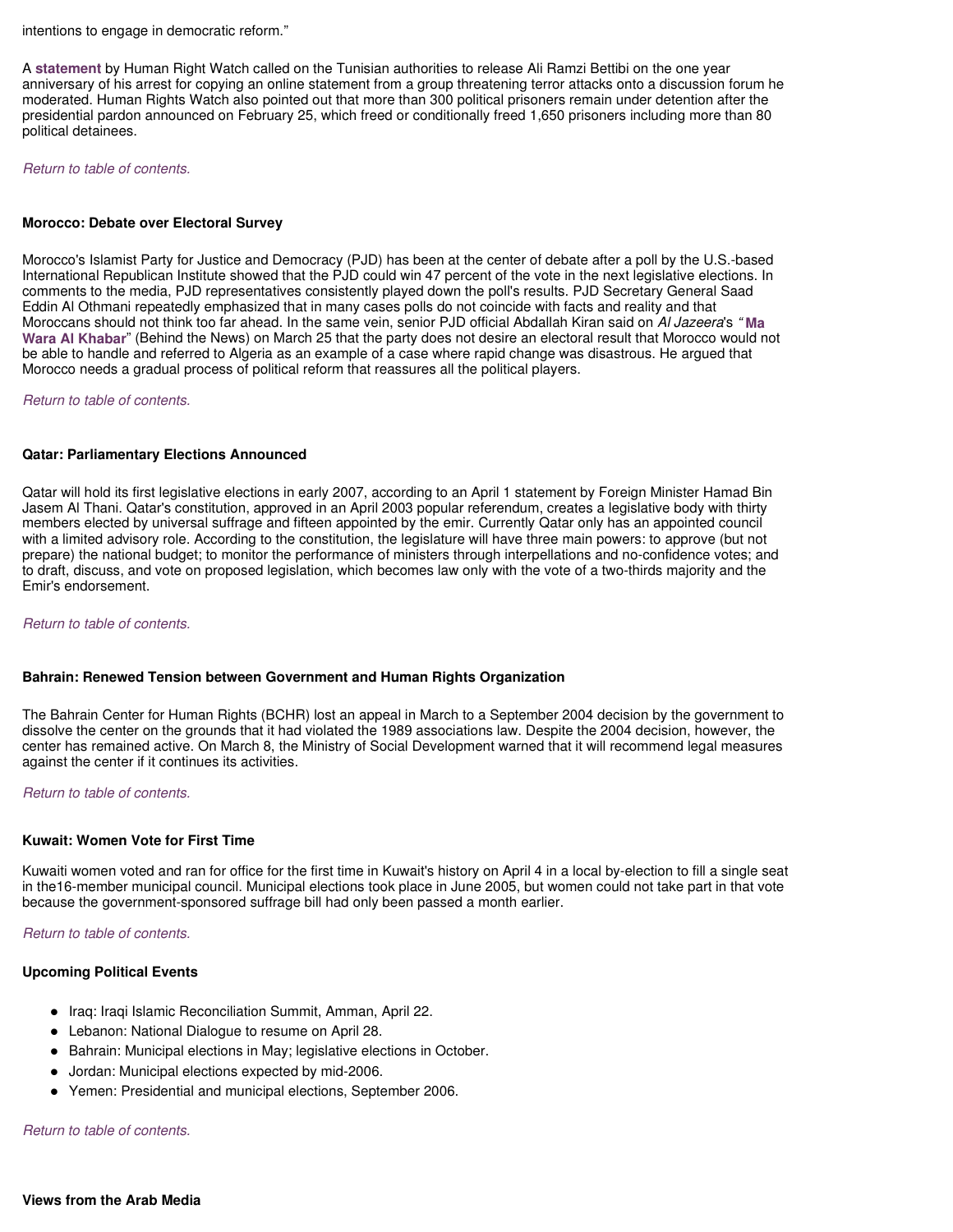intentions to engage in democratic reform."

A **statement** by Human Right Watch called on the Tunisian authorities to release Ali Ramzi Bettibi on the one year anniversary of his arrest for copying an online statement from a group threatening terror attacks onto a discussion forum he moderated. Human Rights Watch also pointed out that more than 300 political prisoners remain under detention after the presidential pardon announced on February 25, which freed or conditionally freed 1,650 prisoners including more than 80 political detainees.

*Return to table of contents.*

**Morocco: Debate over Electoral Survey**

Morocco's Islamist Party for Justice and Democracy (PJD) has been at the center of debate after a poll by the U.S.-based International Republican Institute showed that the PJD could win 47 percent of the vote in the next legislative elections. In comments to the media, PJD representatives consistently played down the poll's results. PJD Secretary General Saad Eddin Al Othmani repeatedly emphasized that in many cases polls do not coincide with facts and reality and that Moroccans should not think too far ahead. In the same vein, senior PJD official Abdallah Kiran said on *Al Jazeera*'s "**Ma Wara Al Khabar**" (Behind the News) on March 25 that the party does not desire an electoral result that Morocco would not be able to handle and referred to Algeria as an example of a case where rapid change was disastrous. He argued that Morocco needs a gradual process of political reform that reassures all the political players.

*Return to table of contents.*

**Qatar: Parliamentary Elections Announced**

Qatar will hold its first legislative elections in early 2007, according to an April 1 statement by Foreign Minister Hamad Bin Jasem Al Thani. Qatar's constitution, approved in an April 2003 popular referendum, creates a legislative body with thirty members elected by universal suffrage and fifteen appointed by the emir. Currently Qatar only has an appointed council with a limited advisory role. According to the constitution, the legislature will have three main powers: to approve (but not prepare) the national budget; to monitor the performance of ministers through interpellations and no-confidence votes; and to draft, discuss, and vote on proposed legislation, which becomes law only with the vote of a two-thirds majority and the Emir's endorsement.

*Return to table of contents.*

**Bahrain: Renewed Tension between Government and Human Rights Organization**

The Bahrain Center for Human Rights (BCHR) lost an appeal in March to a September 2004 decision by the government to dissolve the center on the grounds that it had violated the 1989 associations law. Despite the 2004 decision, however, the center has remained active. On March 8, the Ministry of Social Development warned that it will recommend legal measures against the center if it continues its activities.

*Return to table of contents.*

**Kuwait: Women Vote for First Time**

Kuwaiti women voted and ran for office for the first time in Kuwait's history on April 4 in a local by-election to fill a single seat in the16-member municipal council. Municipal elections took place in June 2005, but women could not take part in that vote because the government-sponsored suffrage bill had only been passed a month earlier.

*Return to table of contents.*

**Upcoming Political Events**

- Iraq: Iraqi Islamic Reconciliation Summit, Amman, April 22.
- Lebanon: National Dialogue to resume on April 28.
- Bahrain: Municipal elections in May; legislative elections in October.
- Jordan: Municipal elections expected by mid-2006.
- Yemen: Presidential and municipal elections, September 2006.

*Return to table of contents.*

**Views from the Arab Media**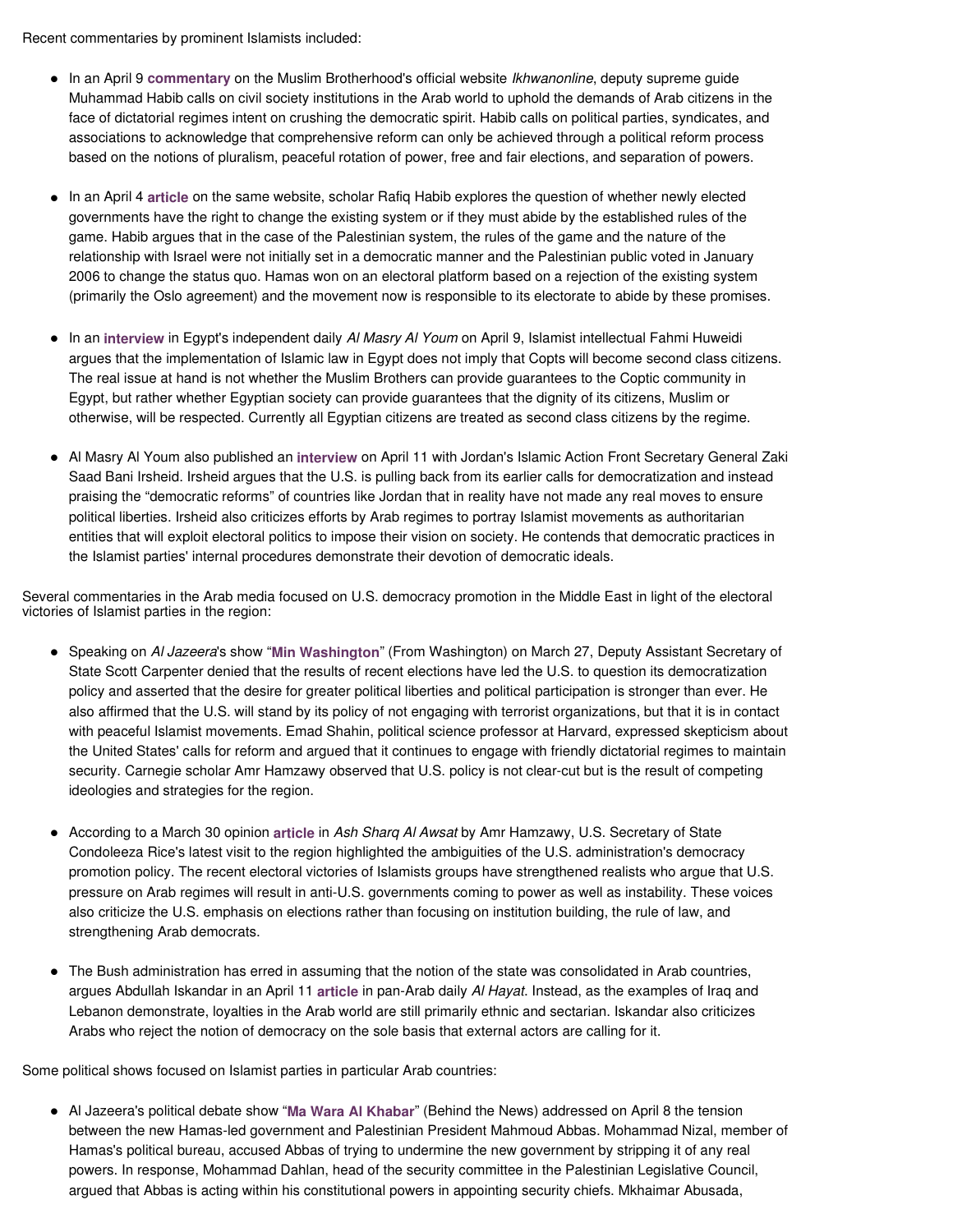Recent commentaries by prominent Islamists included:

- In an April 9 **commentary** on the Muslim Brotherhood's official website *Ikhwanonline*, deputy supreme guide Muhammad Habib calls on civil society institutions in the Arab world to uphold the demands of Arab citizens in the face of dictatorial regimes intent on crushing the democratic spirit. Habib calls on political parties, syndicates, and associations to acknowledge that comprehensive reform can only be achieved through a political reform process based on the notions of pluralism, peaceful rotation of power, free and fair elections, and separation of powers.

- In an April 4 **article** on the same website, scholar Rafiq Habib explores the question of whether newly elected governments have the right to change the existing system or if they must abide by the established rules of the game. Habib argues that in the case of the Palestinian system, the rules of the game and the nature of the relationship with Israel were not initially set in a democratic manner and the Palestinian public voted in January 2006 to change the status quo. Hamas won on an electoral platform based on a rejection of the existing system (primarily the Oslo agreement) and the movement now is responsible to its electorate to abide by these promises.

- In an **interview** in Egypt's independent daily *Al Masry Al Youm* on April 9, Islamist intellectual Fahmi Huweidi argues that the implementation of Islamic law in Egypt does not imply that Copts will become second class citizens. The real issue at hand is not whether the Muslim Brothers can provide guarantees to the Coptic community in Egypt, but rather whether Egyptian society can provide guarantees that the dignity of its citizens, Muslim or otherwise, will be respected. Currently all Egyptian citizens are treated as second class citizens by the regime.

- Al Masry Al Youm also published an **interview** on April 11 with Jordan's Islamic Action Front Secretary General Zaki Saad Bani Irsheid. Irsheid argues that the U.S. is pulling back from its earlier calls for democratization and instead praising the "democratic reforms" of countries like Jordan that in reality have not made any real moves to ensure political liberties. Irsheid also criticizes efforts by Arab regimes to portray Islamist movements as authoritarian entities that will exploit electoral politics to impose their vision on society. He contends that democratic practices in the Islamist parties' internal procedures demonstrate their devotion of democratic ideals.

Several commentaries in the Arab media focused on U.S. democracy promotion in the Middle East in light of the electoral victories of Islamist parties in the region:

- Speaking on *Al Jazeera*'s show "**Min Washington**" (From Washington) on March 27, Deputy Assistant Secretary of State Scott Carpenter denied that the results of recent elections have led the U.S. to question its democratization policy and asserted that the desire for greater political liberties and political participation is stronger than ever. He also affirmed that the U.S. will stand by its policy of not engaging with terrorist organizations, but that it is in contact with peaceful Islamist movements. Emad Shahin, political science professor at Harvard, expressed skepticism about the United States' calls for reform and argued that it continues to engage with friendly dictatorial regimes to maintain security. Carnegie scholar Amr Hamzawy observed that U.S. policy is not clear-cut but is the result of competing ideologies and strategies for the region.

- According to a March 30 opinion **article** in *Ash Sharq Al Awsat* by Amr Hamzawy, U.S. Secretary of State Condoleeza Rice's latest visit to the region highlighted the ambiguities of the U.S. administration's democracy promotion policy. The recent electoral victories of Islamists groups have strengthened realists who argue that U.S. pressure on Arab regimes will result in anti-U.S. governments coming to power as well as instability. These voices also criticize the U.S. emphasis on elections rather than focusing on institution building, the rule of law, and strengthening Arab democrats.

- The Bush administration has erred in assuming that the notion of the state was consolidated in Arab countries, argues Abdullah Iskandar in an April 11 **article** in pan-Arab daily *Al Hayat*. Instead, as the examples of Iraq and Lebanon demonstrate, loyalties in the Arab world are still primarily ethnic and sectarian. Iskandar also criticizes Arabs who reject the notion of democracy on the sole basis that external actors are calling for it.

Some political shows focused on Islamist parties in particular Arab countries:

- Al Jazeera's political debate show "**Ma Wara Al Khabar**" (Behind the News) addressed on April 8 the tension between the new Hamas-led government and Palestinian President Mahmoud Abbas. Mohammad Nizal, member of Hamas's political bureau, accused Abbas of trying to undermine the new government by stripping it of any real powers. In response, Mohammad Dahlan, head of the security committee in the Palestinian Legislative Council, argued that Abbas is acting within his constitutional powers in appointing security chiefs. Mkhaimar Abusada,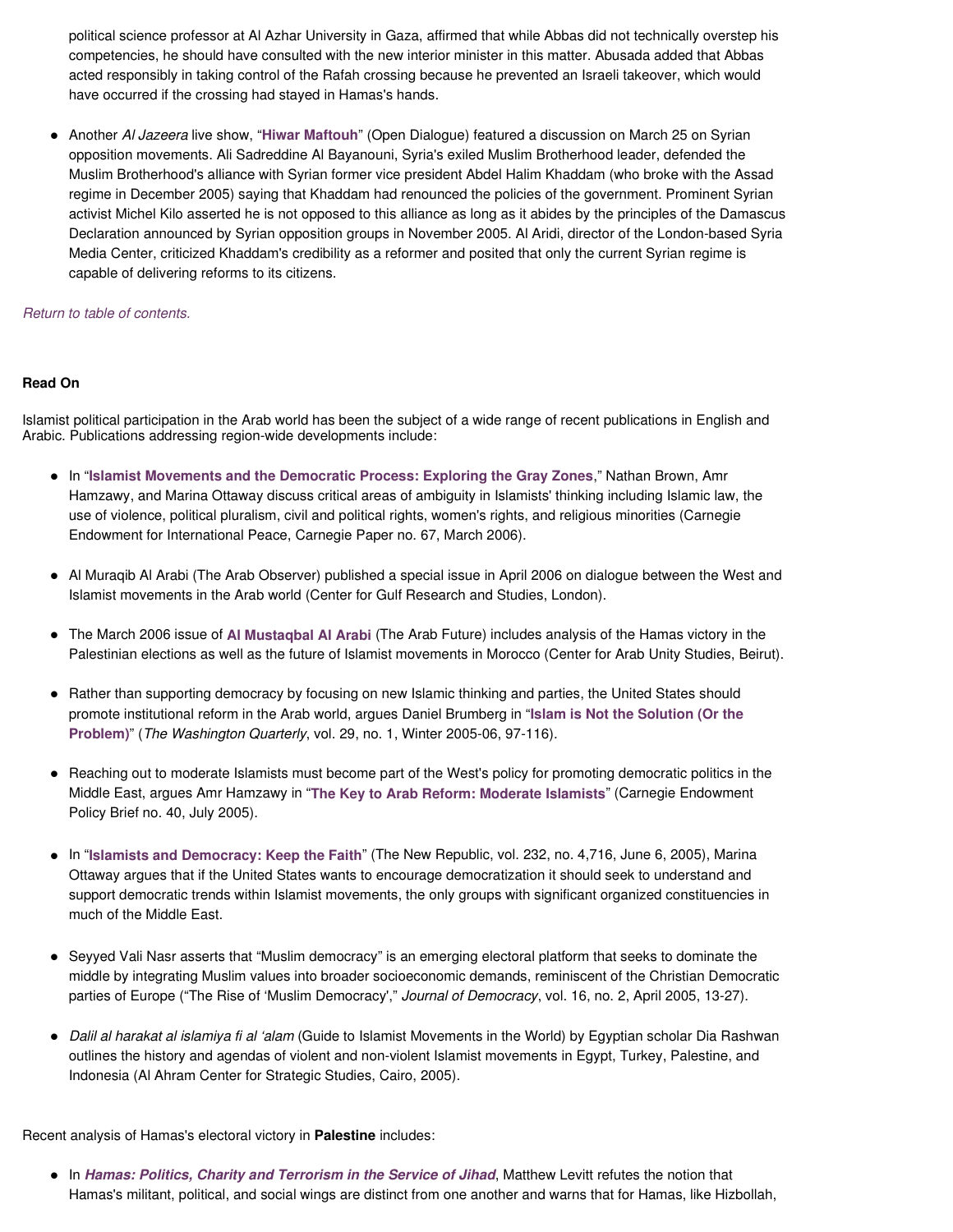political science professor at Al Azhar University in Gaza, affirmed that while Abbas did not technically overstep his competencies, he should have consulted with the new interior minister in this matter. Abusada added that Abbas acted responsibly in taking control of the Rafah crossing because he prevented an Israeli takeover, which would have occurred if the crossing had stayed in Hamas's hands.

- Another *Al Jazeera* live show, "**Hiwar Maftouh**" (Open Dialogue) featured a discussion on March 25 on Syrian opposition movements. Ali Sadreddine Al Bayanouni, Syria's exiled Muslim Brotherhood leader, defended the Muslim Brotherhood's alliance with Syrian former vice president Abdel Halim Khaddam (who broke with the Assad regime in December 2005) saying that Khaddam had renounced the policies of the government. Prominent Syrian activist Michel Kilo asserted he is not opposed to this alliance as long as it abides by the principles of the Damascus Declaration announced by Syrian opposition groups in November 2005. Al Aridi, director of the London-based Syria Media Center, criticized Khaddam's credibility as a reformer and posited that only the current Syrian regime is capable of delivering reforms to its citizens.

*Return to table of contents.*

**Read On**

Islamist political participation in the Arab world has been the subject of a wide range of recent publications in English and Arabic. Publications addressing region-wide developments include:

- In "**Islamist Movements and the Democratic Process: Exploring the Gray Zones**," Nathan Brown, Amr Hamzawy, and Marina Ottaway discuss critical areas of ambiguity in Islamists' thinking including Islamic law, the use of violence, political pluralism, civil and political rights, women's rights, and religious minorities (Carnegie Endowment for International Peace, Carnegie Paper no. 67, March 2006).

- Al Muraqib Al Arabi (The Arab Observer) published a special issue in April 2006 on dialogue between the West and Islamist movements in the Arab world (Center for Gulf Research and Studies, London).

- The March 2006 issue of **Al Mustaqbal Al Arabi** (The Arab Future) includes analysis of the Hamas victory in the Palestinian elections as well as the future of Islamist movements in Morocco (Center for Arab Unity Studies, Beirut).

- Rather than supporting democracy by focusing on new Islamic thinking and parties, the United States should promote institutional reform in the Arab world, argues Daniel Brumberg in "**Islam is Not the Solution (Or the Problem)**" (*The Washington Quarterly*, vol. 29, no. 1, Winter 2005-06, 97-116).

- Reaching out to moderate Islamists must become part of the West's policy for promoting democratic politics in the Middle East, argues Amr Hamzawy in "**The Key to Arab Reform: Moderate Islamists**" (Carnegie Endowment Policy Brief no. 40, July 2005).

- In "**Islamists and Democracy: Keep the Faith**" (The New Republic, vol. 232, no. 4,716, June 6, 2005), Marina Ottaway argues that if the United States wants to encourage democratization it should seek to understand and support democratic trends within Islamist movements, the only groups with significant organized constituencies in much of the Middle East.

- Seyyed Vali Nasr asserts that "Muslim democracy" is an emerging electoral platform that seeks to dominate the middle by integrating Muslim values into broader socioeconomic demands, reminiscent of the Christian Democratic parties of Europe ("The Rise of 'Muslim Democracy'," *Journal of Democracy*, vol. 16, no. 2, April 2005, 13-27).

- *Dalil al harakat al islamiya fi al 'alam* (Guide to Islamist Movements in the World) by Egyptian scholar Dia Rashwan outlines the history and agendas of violent and non-violent Islamist movements in Egypt, Turkey, Palestine, and Indonesia (Al Ahram Center for Strategic Studies, Cairo, 2005).

Recent analysis of Hamas's electoral victory in **Palestine** includes:

- In ***Hamas: Politics, Charity and Terrorism in the Service of Jihad***, Matthew Levitt refutes the notion that Hamas's militant, political, and social wings are distinct from one another and warns that for Hamas, like Hizbollah,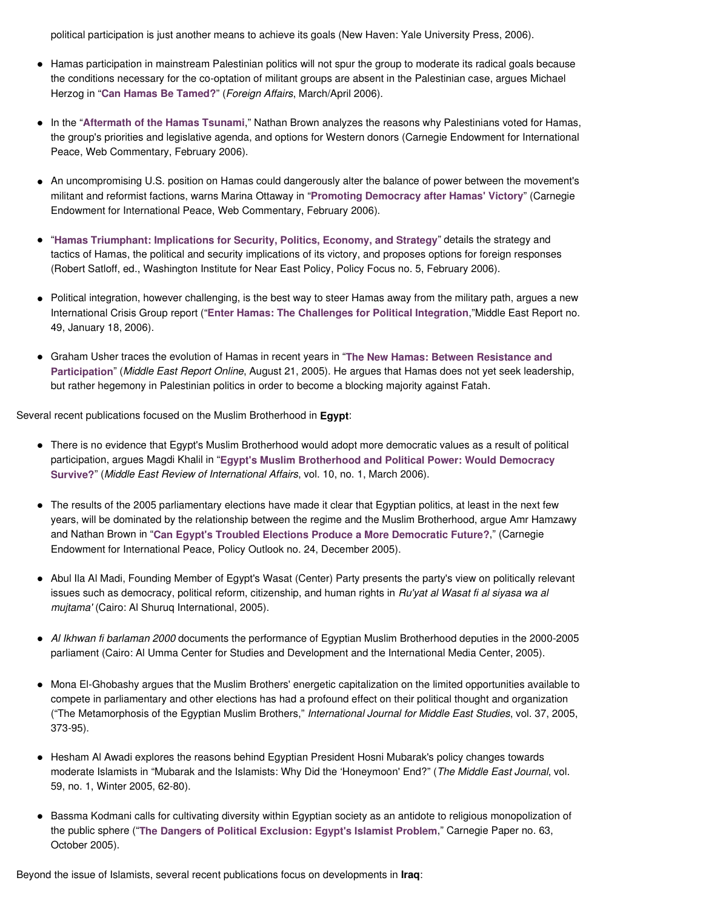political participation is just another means to achieve its goals (New Haven: Yale University Press, 2006).

- Hamas participation in mainstream Palestinian politics will not spur the group to moderate its radical goals because the conditions necessary for the co-optation of militant groups are absent in the Palestinian case, argues Michael Herzog in "**Can Hamas Be Tamed?**" (*Foreign Affairs*, March/April 2006).

- In the "**Aftermath of the Hamas Tsunami**," Nathan Brown analyzes the reasons why Palestinians voted for Hamas, the group's priorities and legislative agenda, and options for Western donors (Carnegie Endowment for International Peace, Web Commentary, February 2006).

- An uncompromising U.S. position on Hamas could dangerously alter the balance of power between the movement's militant and reformist factions, warns Marina Ottaway in "**Promoting Democracy after Hamas' Victory**" (Carnegie Endowment for International Peace, Web Commentary, February 2006).

- "**Hamas Triumphant: Implications for Security, Politics, Economy, and Strategy**" details the strategy and tactics of Hamas, the political and security implications of its victory, and proposes options for foreign responses (Robert Satloff, ed., Washington Institute for Near East Policy, Policy Focus no. 5, February 2006).

- Political integration, however challenging, is the best way to steer Hamas away from the military path, argues a new International Crisis Group report ("**Enter Hamas: The Challenges for Political Integration**,"Middle East Report no. 49, January 18, 2006).

- Graham Usher traces the evolution of Hamas in recent years in "**The New Hamas: Between Resistance and Participation**" (*Middle East Report Online*, August 21, 2005). He argues that Hamas does not yet seek leadership, but rather hegemony in Palestinian politics in order to become a blocking majority against Fatah.

Several recent publications focused on the Muslim Brotherhood in **Egypt**:

- There is no evidence that Egypt's Muslim Brotherhood would adopt more democratic values as a result of political participation, argues Magdi Khalil in "**Egypt's Muslim Brotherhood and Political Power: Would Democracy Survive?**" (*Middle East Review of International Affairs*, vol. 10, no. 1, March 2006).

- The results of the 2005 parliamentary elections have made it clear that Egyptian politics, at least in the next few years, will be dominated by the relationship between the regime and the Muslim Brotherhood, argue Amr Hamzawy and Nathan Brown in "**Can Egypt's Troubled Elections Produce a More Democratic Future?**," (Carnegie Endowment for International Peace, Policy Outlook no. 24, December 2005).

- Abul Ila Al Madi, Founding Member of Egypt's Wasat (Center) Party presents the party's view on politically relevant issues such as democracy, political reform, citizenship, and human rights in *Ru'yat al Wasat fi al siyasa wa al mujtama'* (Cairo: Al Shuruq International, 2005).

- *Al Ikhwan fi barlaman 2000* documents the performance of Egyptian Muslim Brotherhood deputies in the 2000-2005 parliament (Cairo: Al Umma Center for Studies and Development and the International Media Center, 2005).

- Mona El-Ghobashy argues that the Muslim Brothers' energetic capitalization on the limited opportunities available to compete in parliamentary and other elections has had a profound effect on their political thought and organization ("The Metamorphosis of the Egyptian Muslim Brothers," *International Journal for Middle East Studies*, vol. 37, 2005, 373-95).

- Hesham Al Awadi explores the reasons behind Egyptian President Hosni Mubarak's policy changes towards moderate Islamists in "Mubarak and the Islamists: Why Did the 'Honeymoon' End?" (*The Middle East Journal*, vol. 59, no. 1, Winter 2005, 62-80).

- Bassma Kodmani calls for cultivating diversity within Egyptian society as an antidote to religious monopolization of the public sphere ("**The Dangers of Political Exclusion: Egypt's Islamist Problem**," Carnegie Paper no. 63, October 2005).

Beyond the issue of Islamists, several recent publications focus on developments in **Iraq**: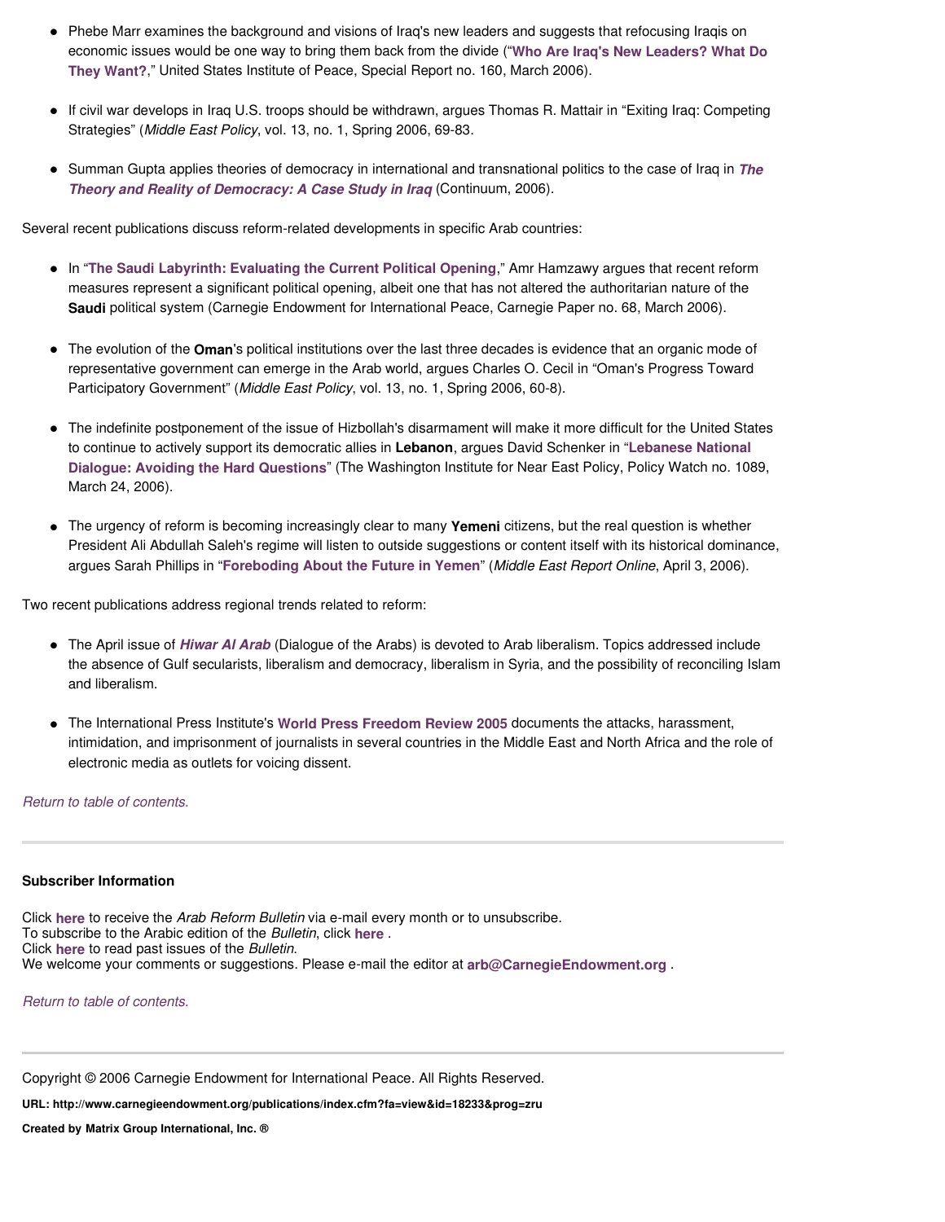- Phebe Marr examines the background and visions of Iraq's new leaders and suggests that refocusing Iraqis on economic issues would be one way to bring them back from the divide ("**Who Are Iraq's New Leaders? What Do They Want?**," United States Institute of Peace, Special Report no. 160, March 2006).

- If civil war develops in Iraq U.S. troops should be withdrawn, argues Thomas R. Mattair in "Exiting Iraq: Competing Strategies" (*Middle East Policy*, vol. 13, no. 1, Spring 2006, 69-83.

- Summan Gupta applies theories of democracy in international and transnational politics to the case of Iraq in ***The Theory and Reality of Democracy: A Case Study in Iraq*** (Continuum, 2006).

Several recent publications discuss reform-related developments in specific Arab countries:

- In "**The Saudi Labyrinth: Evaluating the Current Political Opening**," Amr Hamzawy argues that recent reform measures represent a significant political opening, albeit one that has not altered the authoritarian nature of the **Saudi** political system (Carnegie Endowment for International Peace, Carnegie Paper no. 68, March 2006).

- The evolution of the **Oman**'s political institutions over the last three decades is evidence that an organic mode of representative government can emerge in the Arab world, argues Charles O. Cecil in "Oman's Progress Toward Participatory Government" (*Middle East Policy*, vol. 13, no. 1, Spring 2006, 60-8).

- The indefinite postponement of the issue of Hizbollah's disarmament will make it more difficult for the United States to continue to actively support its democratic allies in **Lebanon**, argues David Schenker in "**Lebanese National Dialogue: Avoiding the Hard Questions**" (The Washington Institute for Near East Policy, Policy Watch no. 1089, March 24, 2006).

- The urgency of reform is becoming increasingly clear to many **Yemeni** citizens, but the real question is whether President Ali Abdullah Saleh's regime will listen to outside suggestions or content itself with its historical dominance, argues Sarah Phillips in "**Foreboding About the Future in Yemen**" (*Middle East Report Online*, April 3, 2006).

Two recent publications address regional trends related to reform:

- The April issue of ***Hiwar Al Arab*** (Dialogue of the Arabs) is devoted to Arab liberalism. Topics addressed include the absence of Gulf secularists, liberalism and democracy, liberalism in Syria, and the possibility of reconciling Islam and liberalism.

- The International Press Institute's **World Press Freedom Review 2005** documents the attacks, harassment, intimidation, and imprisonment of journalists in several countries in the Middle East and North Africa and the role of electronic media as outlets for voicing dissent.

*Return to table of contents.*

---

**Subscriber Information**

Click **here** to receive the *Arab Reform Bulletin* via e-mail every month or to unsubscribe.
To subscribe to the Arabic edition of the *Bulletin*, click **here** .
Click **here** to read past issues of the *Bulletin*.
We welcome your comments or suggestions. Please e-mail the editor at **arb@CarnegieEndowment.org** .

*Return to table of contents.*

---

Copyright © 2006 Carnegie Endowment for International Peace. All Rights Reserved.

**URL: http://www.carnegieendowment.org/publications/index.cfm?fa=view&id=18233&prog=zru**

**Created by Matrix Group International, Inc. ®**